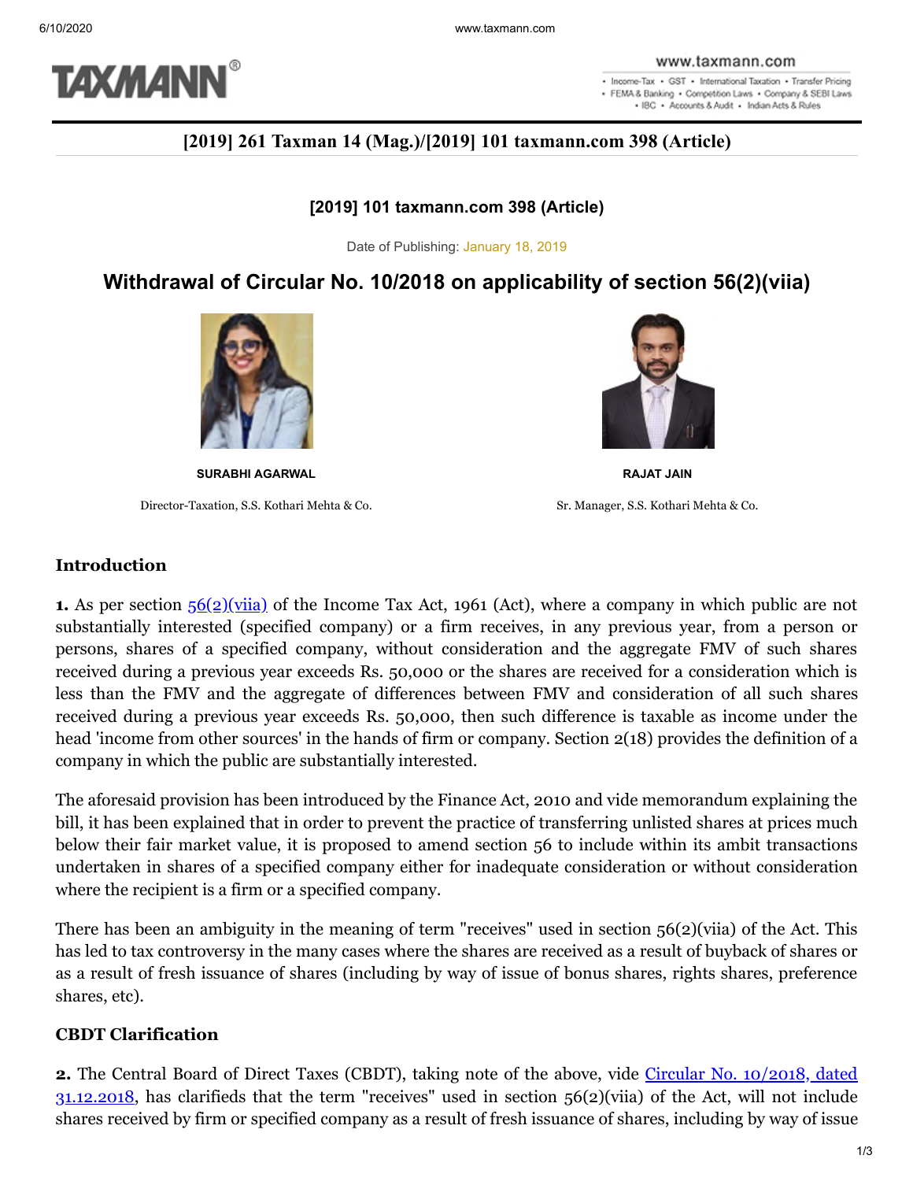**[2019] 261 Taxman 14 (Mag.)/[2019] 101 taxmann.com 398 (Article)**

**[2019] 101 taxmann.com 398 (Article)**

Date of Publishing: January 18, 2019

# Withdrawal of Circular No. 10/2018 on applicability of section 56(2)(viia)

**SURABHI AGARWAL**

Director-Taxation, S.S. Kothari Mehta & Co.

**RAJAT JAIN**

Sr. Manager, S.S. Kothari Mehta & Co.

## Introduction

**1.** As per section 56(2)(viia) of the Income Tax Act, 1961 (Act), where a company in which public are not substantially interested (specified company) or a firm receives, in any previous year, from a person or persons, shares of a specified company, without consideration and the aggregate FMV of such shares received during a previous year exceeds Rs. 50,000 or the shares are received for a consideration which is less than the FMV and the aggregate of differences between FMV and consideration of all such shares received during a previous year exceeds Rs. 50,000, then such difference is taxable as income under the head 'income from other sources' in the hands of firm or company. Section 2(18) provides the definition of a company in which the public are substantially interested.

The aforesaid provision has been introduced by the Finance Act, 2010 and vide memorandum explaining the bill, it has been explained that in order to prevent the practice of transferring unlisted shares at prices much below their fair market value, it is proposed to amend section 56 to include within its ambit transactions undertaken in shares of a specified company either for inadequate consideration or without consideration where the recipient is a firm or a specified company.

There has been an ambiguity in the meaning of term "receives" used in section 56(2)(viia) of the Act. This has led to tax controversy in the many cases where the shares are received as a result of buyback of shares or as a result of fresh issuance of shares (including by way of issue of bonus shares, rights shares, preference shares, etc).

## CBDT Clarification

**2.** The Central Board of Direct Taxes (CBDT), taking note of the above, vide Circular No. 10/2018, dated 31.12.2018, has clarifieds that the term "receives" used in section 56(2)(viia) of the Act, will not include shares received by firm or specified company as a result of fresh issuance of shares, including by way of issue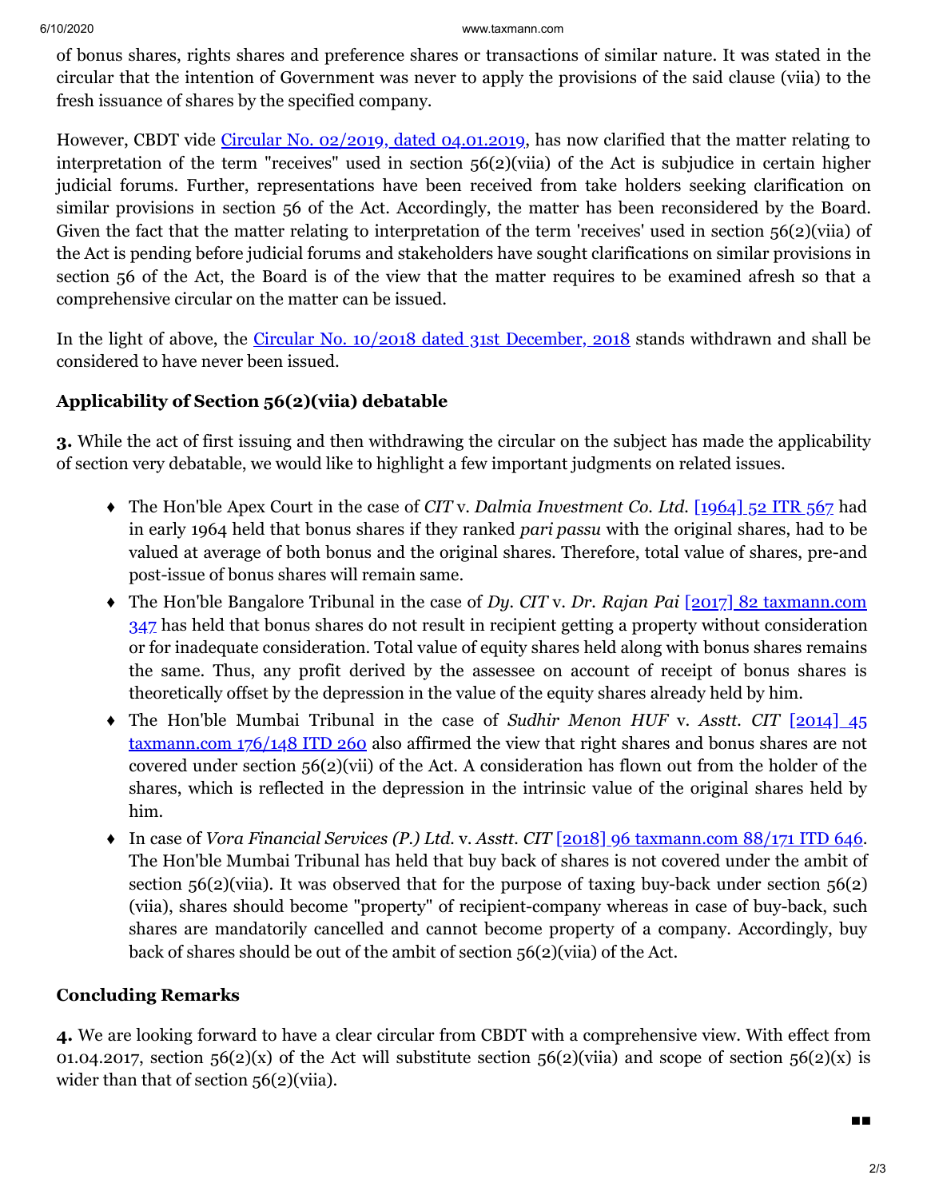of bonus shares, rights shares and preference shares or transactions of similar nature. It was stated in the circular that the intention of Government was never to apply the provisions of the said clause (viia) to the fresh issuance of shares by the specified company.

However, CBDT vide [Circular No. 02/2019, dated 04.01.2019], has now clarified that the matter relating to interpretation of the term "receives" used in section 56(2)(viia) of the Act is subjudice in certain higher judicial forums. Further, representations have been received from take holders seeking clarification on similar provisions in section 56 of the Act. Accordingly, the matter has been reconsidered by the Board. Given the fact that the matter relating to interpretation of the term 'receives' used in section 56(2)(viia) of the Act is pending before judicial forums and stakeholders have sought clarifications on similar provisions in section 56 of the Act, the Board is of the view that the matter requires to be examined afresh so that a comprehensive circular on the matter can be issued.

In the light of above, the [Circular No. 10/2018 dated 31st December, 2018] stands withdrawn and shall be considered to have never been issued.

### Applicability of Section 56(2)(viia) debatable

**3.** While the act of first issuing and then withdrawing the circular on the subject has made the applicability of section very debatable, we would like to highlight a few important judgments on related issues.

- The Hon'ble Apex Court in the case of *CIT* v. *Dalmia Investment Co. Ltd.* [1964] 52 ITR 567 had in early 1964 held that bonus shares if they ranked *pari passu* with the original shares, had to be valued at average of both bonus and the original shares. Therefore, total value of shares, pre-and post-issue of bonus shares will remain same.
- The Hon'ble Bangalore Tribunal in the case of *Dy. CIT* v. *Dr. Rajan Pai* [2017] 82 taxmann.com 347 has held that bonus shares do not result in recipient getting a property without consideration or for inadequate consideration. Total value of equity shares held along with bonus shares remains the same. Thus, any profit derived by the assessee on account of receipt of bonus shares is theoretically offset by the depression in the value of the equity shares already held by him.
- The Hon'ble Mumbai Tribunal in the case of *Sudhir Menon HUF* v. *Asstt. CIT* [2014] 45 taxmann.com 176/148 ITD 260 also affirmed the view that right shares and bonus shares are not covered under section 56(2)(vii) of the Act. A consideration has flown out from the holder of the shares, which is reflected in the depression in the intrinsic value of the original shares held by him.
- In case of *Vora Financial Services (P.) Ltd.* v. *Asstt. CIT* [2018] 96 taxmann.com 88/171 ITD 646. The Hon'ble Mumbai Tribunal has held that buy back of shares is not covered under the ambit of section 56(2)(viia). It was observed that for the purpose of taxing buy-back under section 56(2)(viia), shares should become "property" of recipient-company whereas in case of buy-back, such shares are mandatorily cancelled and cannot become property of a company. Accordingly, buy back of shares should be out of the ambit of section 56(2)(viia) of the Act.

### Concluding Remarks

**4.** We are looking forward to have a clear circular from CBDT with a comprehensive view. With effect from 01.04.2017, section 56(2)(x) of the Act will substitute section 56(2)(viia) and scope of section 56(2)(x) is wider than that of section 56(2)(viia).

■■